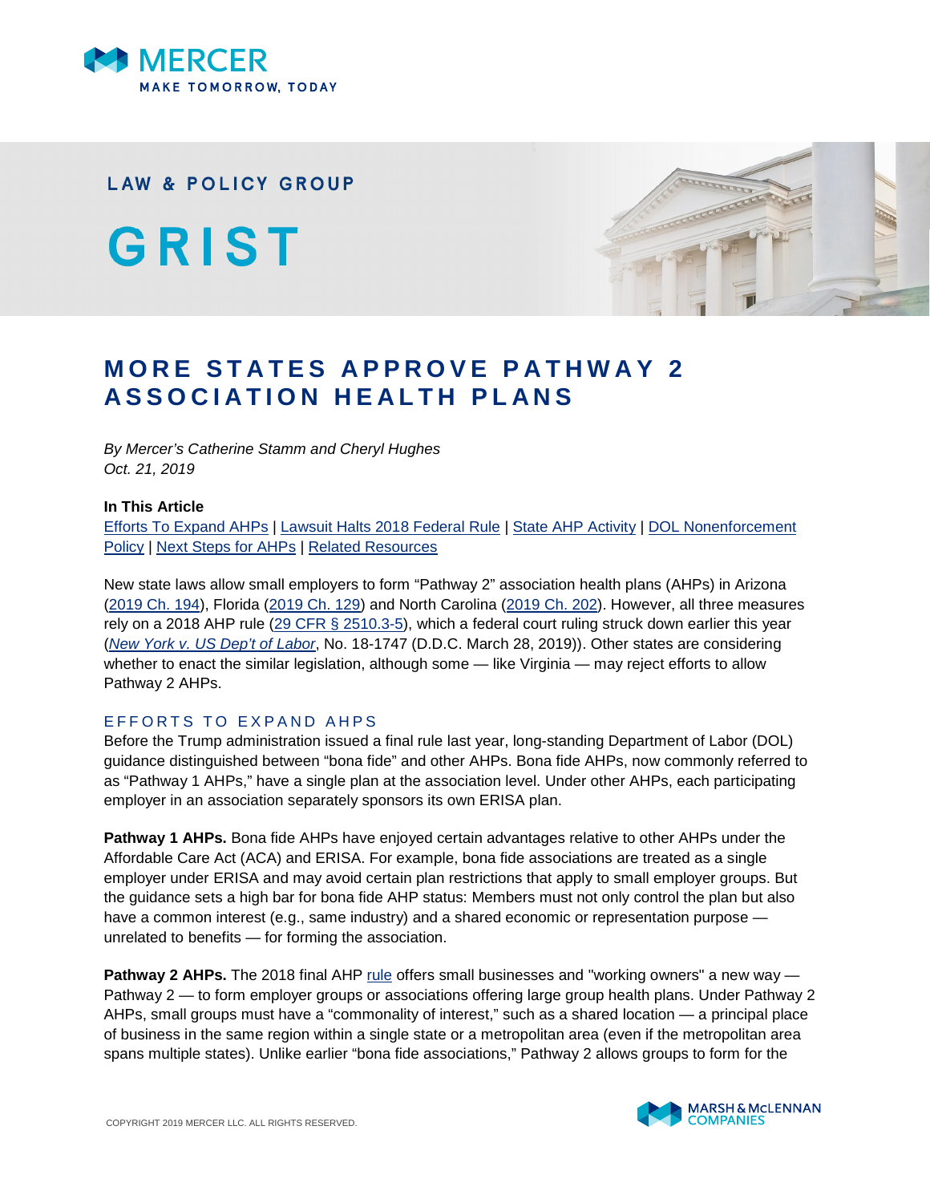# LAW & POLICY GROUP

# GRIST

## MORE STATES APPROVE PATHWAY 2 ASSOCIATION HEALTH PLANS

*By Mercer's Catherine Stamm and Cheryl Hughes*
*Oct. 21, 2019*

**In This Article**

Efforts To Expand AHPs | Lawsuit Halts 2018 Federal Rule | State AHP Activity | DOL Nonenforcement Policy | Next Steps for AHPs | Related Resources

New state laws allow small employers to form "Pathway 2" association health plans (AHPs) in Arizona (2019 Ch. 194), Florida (2019 Ch. 129) and North Carolina (2019 Ch. 202). However, all three measures rely on a 2018 AHP rule (29 CFR § 2510.3-5), which a federal court ruling struck down earlier this year (*New York v. US Dep't of Labor*, No. 18-1747 (D.D.C. March 28, 2019)). Other states are considering whether to enact the similar legislation, although some — like Virginia — may reject efforts to allow Pathway 2 AHPs.

### EFFORTS TO EXPAND AHPS

Before the Trump administration issued a final rule last year, long-standing Department of Labor (DOL) guidance distinguished between "bona fide" and other AHPs. Bona fide AHPs, now commonly referred to as "Pathway 1 AHPs," have a single plan at the association level. Under other AHPs, each participating employer in an association separately sponsors its own ERISA plan.

**Pathway 1 AHPs.** Bona fide AHPs have enjoyed certain advantages relative to other AHPs under the Affordable Care Act (ACA) and ERISA. For example, bona fide associations are treated as a single employer under ERISA and may avoid certain plan restrictions that apply to small employer groups. But the guidance sets a high bar for bona fide AHP status: Members must not only control the plan but also have a common interest (e.g., same industry) and a shared economic or representation purpose — unrelated to benefits — for forming the association.

**Pathway 2 AHPs.** The 2018 final AHP rule offers small businesses and "working owners" a new way — Pathway 2 — to form employer groups or associations offering large group health plans. Under Pathway 2 AHPs, small groups must have a "commonality of interest," such as a shared location — a principal place of business in the same region within a single state or a metropolitan area (even if the metropolitan area spans multiple states). Unlike earlier "bona fide associations," Pathway 2 allows groups to form for the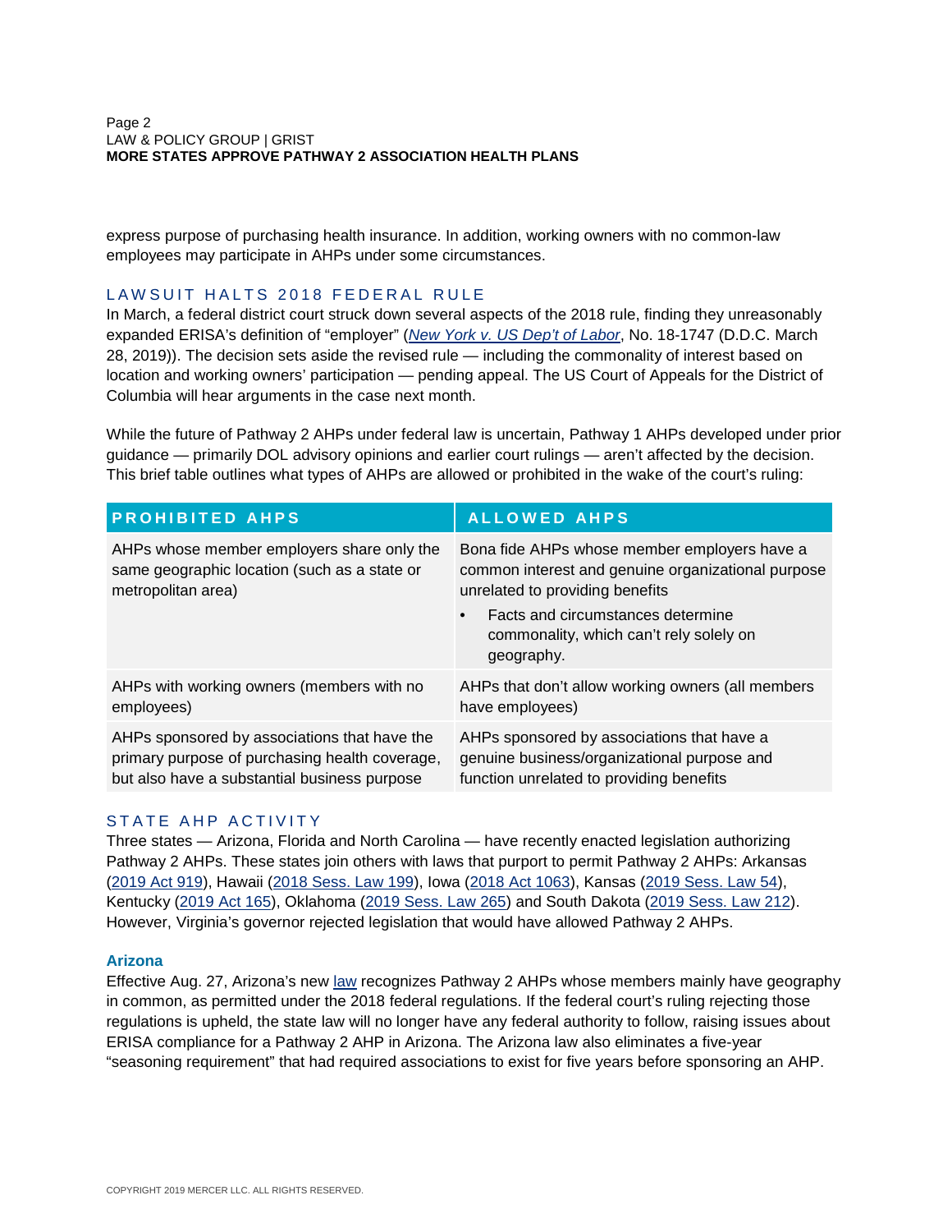express purpose of purchasing health insurance. In addition, working owners with no common-law employees may participate in AHPs under some circumstances.

## LAWSUIT HALTS 2018 FEDERAL RULE

In March, a federal district court struck down several aspects of the 2018 rule, finding they unreasonably expanded ERISA's definition of "employer" (*New York v. US Dep't of Labor*, No. 18-1747 (D.D.C. March 28, 2019)). The decision sets aside the revised rule — including the commonality of interest based on location and working owners' participation — pending appeal. The US Court of Appeals for the District of Columbia will hear arguments in the case next month.

While the future of Pathway 2 AHPs under federal law is uncertain, Pathway 1 AHPs developed under prior guidance — primarily DOL advisory opinions and earlier court rulings — aren't affected by the decision. This brief table outlines what types of AHPs are allowed or prohibited in the wake of the court's ruling:

| PROHIBITED AHPS | ALLOWED AHPS |
|---|---|
| AHPs whose member employers share only the same geographic location (such as a state or metropolitan area) | Bona fide AHPs whose member employers have a common interest and genuine organizational purpose unrelated to providing benefits<br>• Facts and circumstances determine commonality, which can't rely solely on geography. |
| AHPs with working owners (members with no employees) | AHPs that don't allow working owners (all members have employees) |
| AHPs sponsored by associations that have the primary purpose of purchasing health coverage, but also have a substantial business purpose | AHPs sponsored by associations that have a genuine business/organizational purpose and function unrelated to providing benefits |

## STATE AHP ACTIVITY

Three states — Arizona, Florida and North Carolina — have recently enacted legislation authorizing Pathway 2 AHPs. These states join others with laws that purport to permit Pathway 2 AHPs: Arkansas (2019 Act 919), Hawaii (2018 Sess. Law 199), Iowa (2018 Act 1063), Kansas (2019 Sess. Law 54), Kentucky (2019 Act 165), Oklahoma (2019 Sess. Law 265) and South Dakota (2019 Sess. Law 212). However, Virginia's governor rejected legislation that would have allowed Pathway 2 AHPs.

### Arizona

Effective Aug. 27, Arizona's new law recognizes Pathway 2 AHPs whose members mainly have geography in common, as permitted under the 2018 federal regulations. If the federal court's ruling rejecting those regulations is upheld, the state law will no longer have any federal authority to follow, raising issues about ERISA compliance for a Pathway 2 AHP in Arizona. The Arizona law also eliminates a five-year "seasoning requirement" that had required associations to exist for five years before sponsoring an AHP.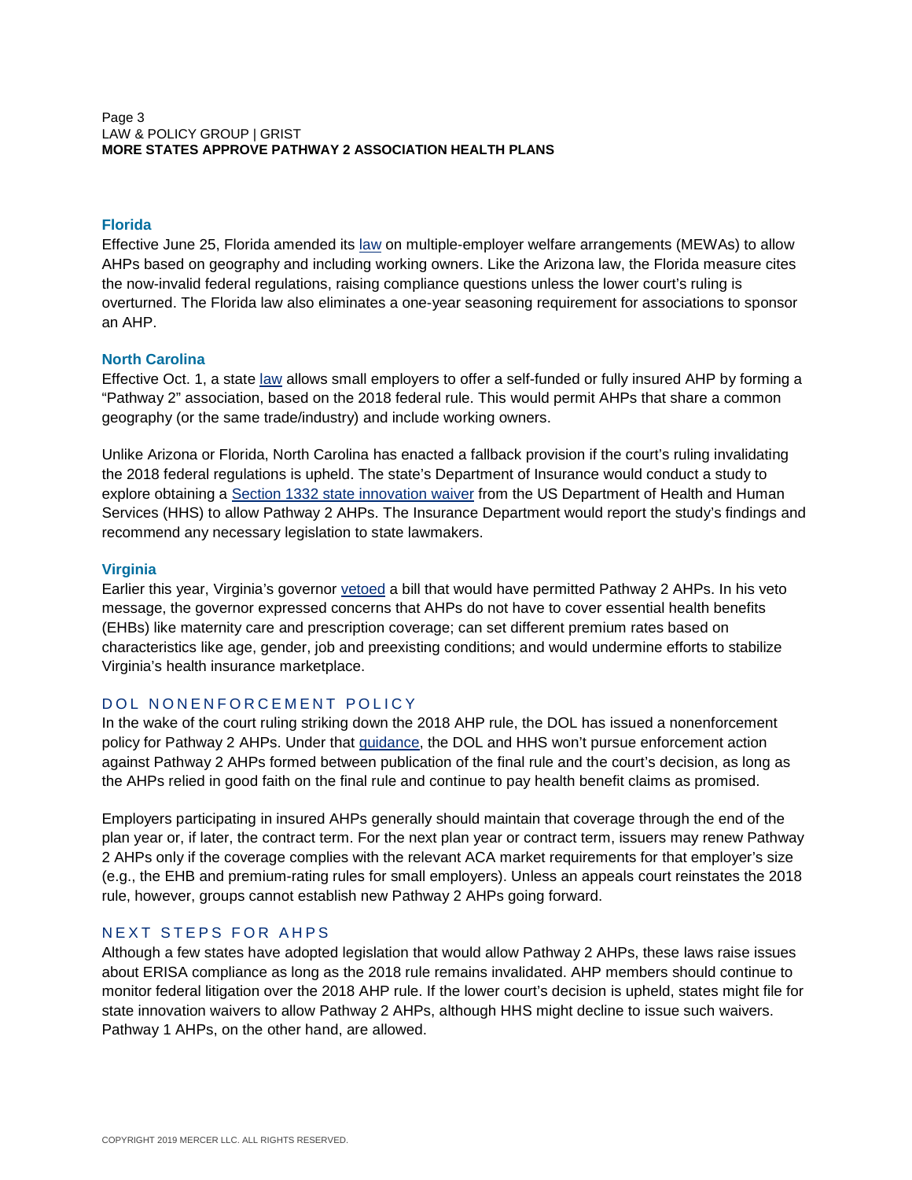### Florida

Effective June 25, Florida amended its law on multiple-employer welfare arrangements (MEWAs) to allow AHPs based on geography and including working owners. Like the Arizona law, the Florida measure cites the now-invalid federal regulations, raising compliance questions unless the lower court's ruling is overturned. The Florida law also eliminates a one-year seasoning requirement for associations to sponsor an AHP.

### North Carolina

Effective Oct. 1, a state law allows small employers to offer a self-funded or fully insured AHP by forming a "Pathway 2" association, based on the 2018 federal rule. This would permit AHPs that share a common geography (or the same trade/industry) and include working owners.

Unlike Arizona or Florida, North Carolina has enacted a fallback provision if the court's ruling invalidating the 2018 federal regulations is upheld. The state's Department of Insurance would conduct a study to explore obtaining a Section 1332 state innovation waiver from the US Department of Health and Human Services (HHS) to allow Pathway 2 AHPs. The Insurance Department would report the study's findings and recommend any necessary legislation to state lawmakers.

### Virginia

Earlier this year, Virginia's governor vetoed a bill that would have permitted Pathway 2 AHPs. In his veto message, the governor expressed concerns that AHPs do not have to cover essential health benefits (EHBs) like maternity care and prescription coverage; can set different premium rates based on characteristics like age, gender, job and preexisting conditions; and would undermine efforts to stabilize Virginia's health insurance marketplace.

## DOL NONENFORCEMENT POLICY

In the wake of the court ruling striking down the 2018 AHP rule, the DOL has issued a nonenforcement policy for Pathway 2 AHPs. Under that guidance, the DOL and HHS won't pursue enforcement action against Pathway 2 AHPs formed between publication of the final rule and the court's decision, as long as the AHPs relied in good faith on the final rule and continue to pay health benefit claims as promised.

Employers participating in insured AHPs generally should maintain that coverage through the end of the plan year or, if later, the contract term. For the next plan year or contract term, issuers may renew Pathway 2 AHPs only if the coverage complies with the relevant ACA market requirements for that employer's size (e.g., the EHB and premium-rating rules for small employers). Unless an appeals court reinstates the 2018 rule, however, groups cannot establish new Pathway 2 AHPs going forward.

## NEXT STEPS FOR AHPS

Although a few states have adopted legislation that would allow Pathway 2 AHPs, these laws raise issues about ERISA compliance as long as the 2018 rule remains invalidated. AHP members should continue to monitor federal litigation over the 2018 AHP rule. If the lower court's decision is upheld, states might file for state innovation waivers to allow Pathway 2 AHPs, although HHS might decline to issue such waivers. Pathway 1 AHPs, on the other hand, are allowed.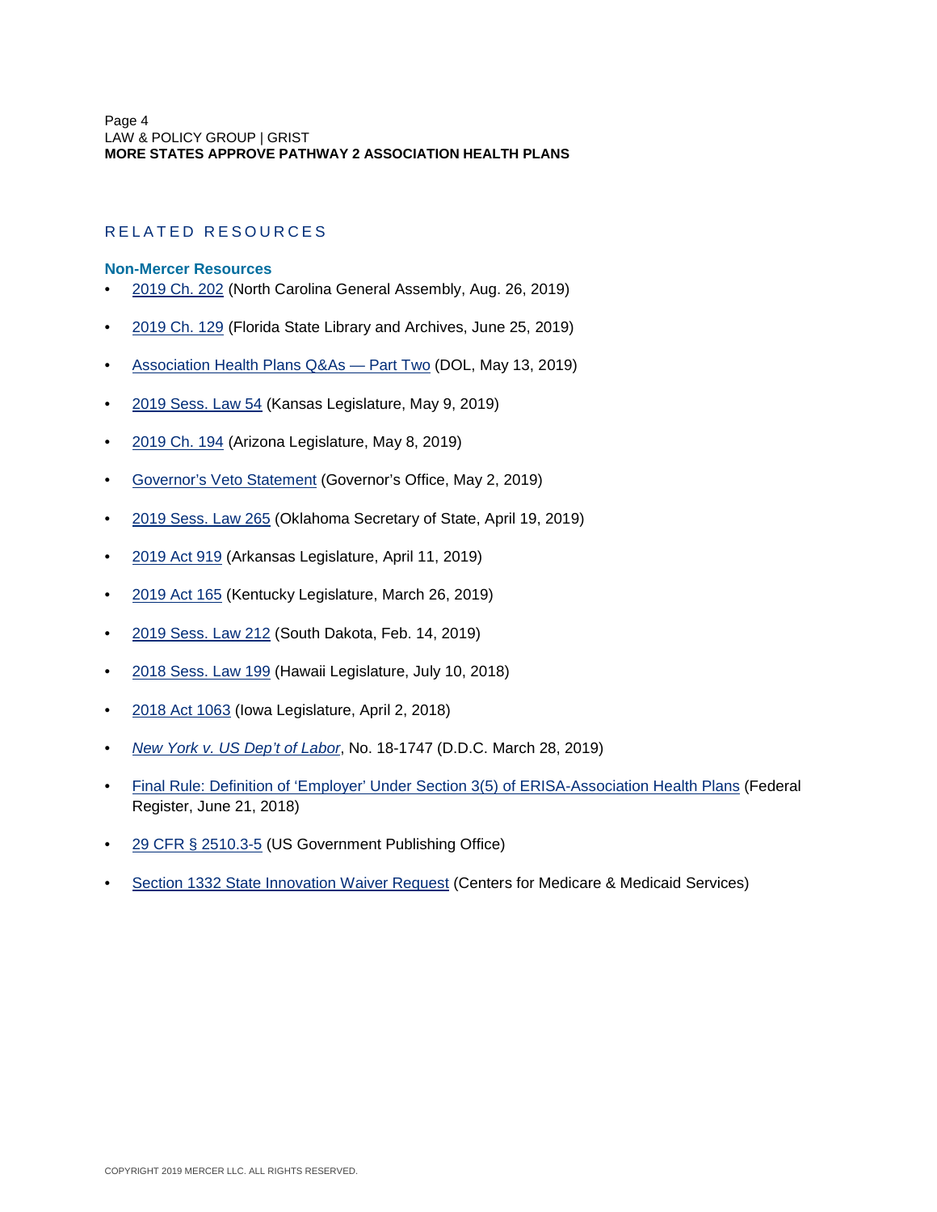## RELATED RESOURCES

### Non-Mercer Resources

- 2019 Ch. 202 (North Carolina General Assembly, Aug. 26, 2019)
- 2019 Ch. 129 (Florida State Library and Archives, June 25, 2019)
- Association Health Plans Q&As — Part Two (DOL, May 13, 2019)
- 2019 Sess. Law 54 (Kansas Legislature, May 9, 2019)
- 2019 Ch. 194 (Arizona Legislature, May 8, 2019)
- Governor's Veto Statement (Governor's Office, May 2, 2019)
- 2019 Sess. Law 265 (Oklahoma Secretary of State, April 19, 2019)
- 2019 Act 919 (Arkansas Legislature, April 11, 2019)
- 2019 Act 165 (Kentucky Legislature, March 26, 2019)
- 2019 Sess. Law 212 (South Dakota, Feb. 14, 2019)
- 2018 Sess. Law 199 (Hawaii Legislature, July 10, 2018)
- 2018 Act 1063 (Iowa Legislature, April 2, 2018)
- *New York v. US Dep't of Labor*, No. 18-1747 (D.D.C. March 28, 2019)
- Final Rule: Definition of 'Employer' Under Section 3(5) of ERISA-Association Health Plans (Federal Register, June 21, 2018)
- 29 CFR § 2510.3-5 (US Government Publishing Office)
- Section 1332 State Innovation Waiver Request (Centers for Medicare & Medicaid Services)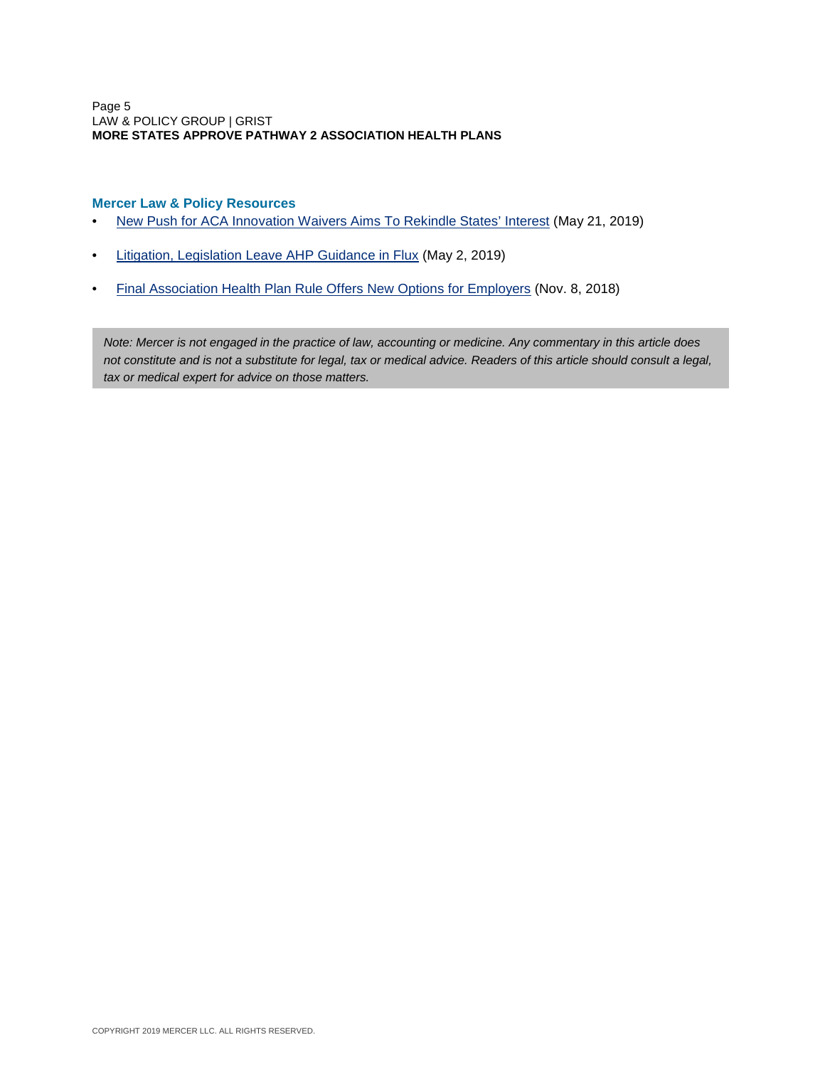## Mercer Law & Policy Resources

- New Push for ACA Innovation Waivers Aims To Rekindle States' Interest (May 21, 2019)
- Litigation, Legislation Leave AHP Guidance in Flux (May 2, 2019)
- Final Association Health Plan Rule Offers New Options for Employers (Nov. 8, 2018)

*Note: Mercer is not engaged in the practice of law, accounting or medicine. Any commentary in this article does not constitute and is not a substitute for legal, tax or medical advice. Readers of this article should consult a legal, tax or medical expert for advice on those matters.*

COPYRIGHT 2019 MERCER LLC. ALL RIGHTS RESERVED.